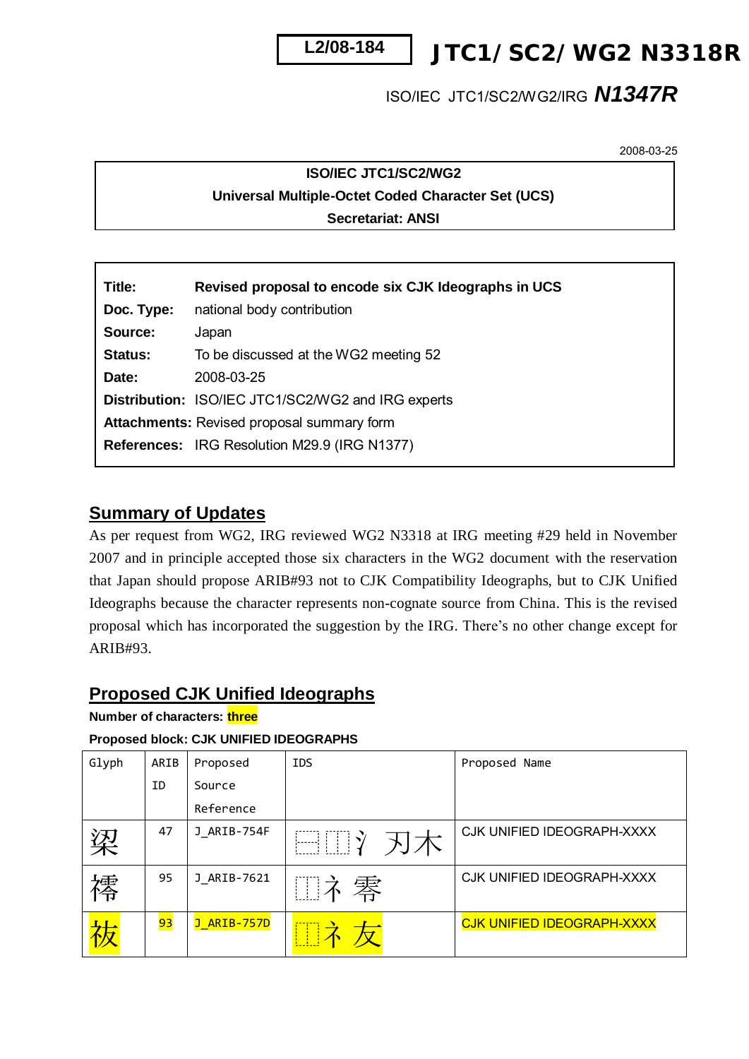L2/08-184 **JTC1/SC2/WG2 N3318R**

ISO/IEC JTC1/SC2/WG2/IRG ***N1347R***

2008-03-25

**ISO/IEC JTC1/SC2/WG2**
**Universal Multiple-Octet Coded Character Set (UCS)**
**Secretariat: ANSI**

| | |
|---|---|
| **Title:** | **Revised proposal to encode six CJK Ideographs in UCS** |
| **Doc. Type:** | national body contribution |
| **Source:** | Japan |
| **Status:** | To be discussed at the WG2 meeting 52 |
| **Date:** | 2008-03-25 |
| **Distribution:** | ISO/IEC JTC1/SC2/WG2 and IRG experts |
| **Attachments:** | Revised proposal summary form |
| **References:** | IRG Resolution M29.9 (IRG N1377) |

## Summary of Updates

As per request from WG2, IRG reviewed WG2 N3318 at IRG meeting #29 held in November 2007 and in principle accepted those six characters in the WG2 document with the reservation that Japan should propose ARIB#93 not to CJK Compatibility Ideographs, but to CJK Unified Ideographs because the character represents non-cognate source from China. This is the revised proposal which has incorporated the suggestion by the IRG. There's no other change except for ARIB#93.

## Proposed CJK Unified Ideographs

**Number of characters: three**

**Proposed block: CJK UNIFIED IDEOGRAPHS**

| Glyph | ARIB ID | Proposed Source Reference | IDS | Proposed Name |
|---|---|---|---|---|
| 𣘺 | 47 | J_ARIB-754F | ⿱⿰氵刃木 | CJK UNIFIED IDEOGRAPH-XXXX |
| 𥜿 | 95 | J_ARIB-7621 | ⿰礻零 | CJK UNIFIED IDEOGRAPH-XXXX |
| 祓 | 93 | J_ARIB-757D | ⿰礻友 | CJK UNIFIED IDEOGRAPH-XXXX |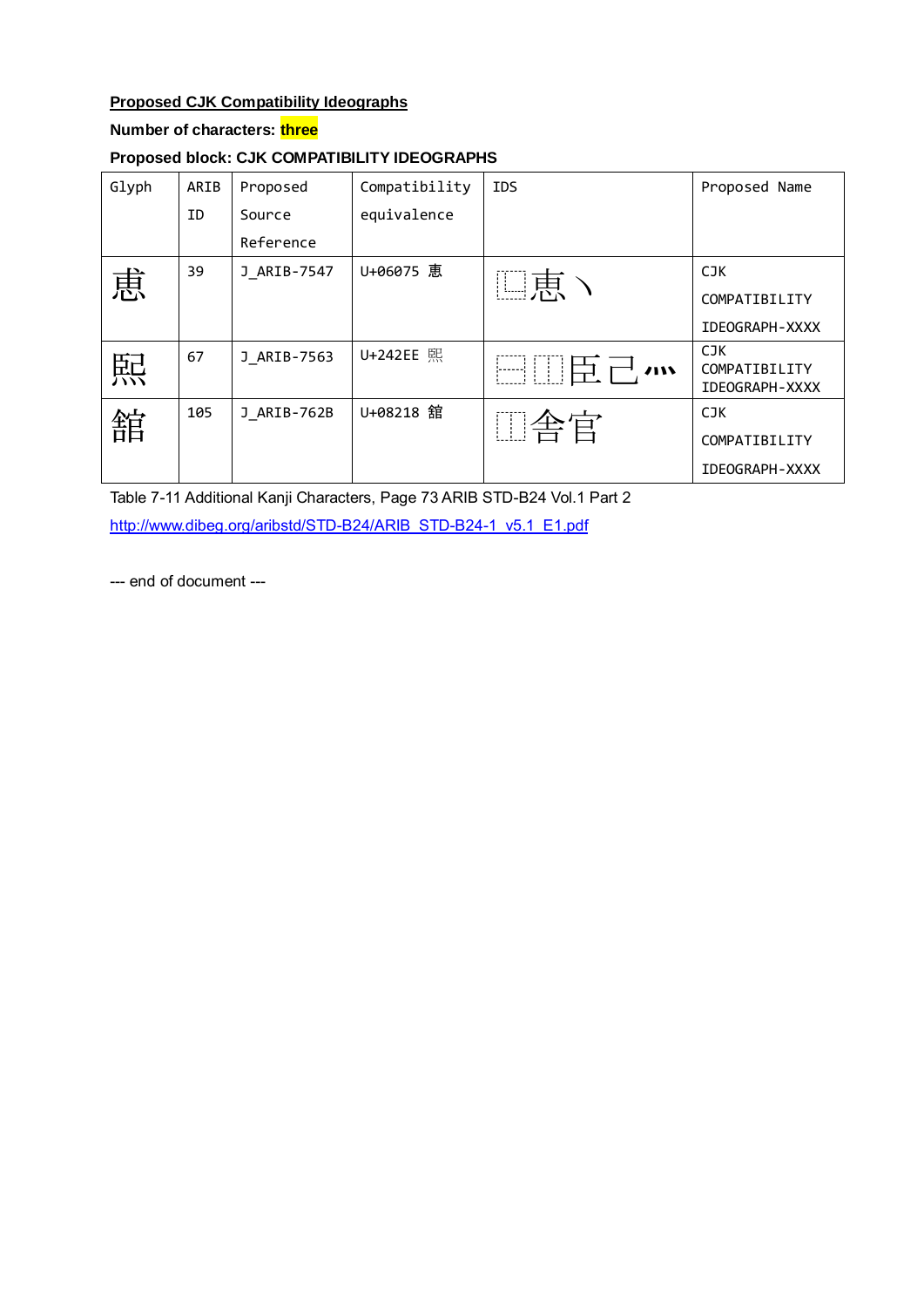**Proposed CJK Compatibility Ideographs**

**Number of characters: three**

**Proposed block: CJK COMPATIBILITY IDEOGRAPHS**

| Glyph | ARIB ID | Proposed Source Reference | Compatibility equivalence | IDS | Proposed Name |
|---|---|---|---|---|---|
| 恵 | 39 | J_ARIB-7547 | U+06075 恵 | ⿸恵丶 | CJK COMPATIBILITY IDEOGRAPH-XXXX |
| 熙 | 67 | J_ARIB-7563 | U+242EE 𤋮 | ⿱⿰臣己灬 | CJK COMPATIBILITY IDEOGRAPH-XXXX |
| 舘 | 105 | J_ARIB-762B | U+08218 舘 | ⿰舍官 | CJK COMPATIBILITY IDEOGRAPH-XXXX |

Table 7-11 Additional Kanji Characters, Page 73 ARIB STD-B24 Vol.1 Part 2

http://www.dibeg.org/aribstd/STD-B24/ARIB_STD-B24-1_v5.1_E1.pdf

--- end of document ---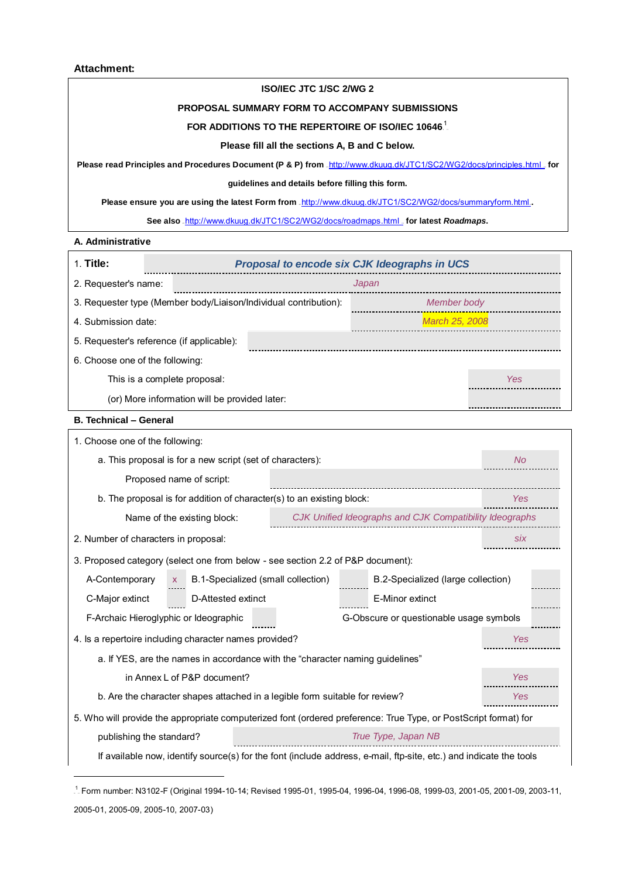**Attachment:**

**ISO/IEC JTC 1/SC 2/WG 2**

**PROPOSAL SUMMARY FORM TO ACCOMPANY SUBMISSIONS**

**FOR ADDITIONS TO THE REPERTOIRE OF ISO/IEC 10646**[1]

**Please fill all the sections A, B and C below.**

**Please read Principles and Procedures Document (P & P) from** http://www.dkuug.dk/JTC1/SC2/WG2/docs/principles.html **for guidelines and details before filling this form.**

**Please ensure you are using the latest Form from** http://www.dkuug.dk/JTC1/SC2/WG2/docs/summaryform.html**.**

**See also** http://www.dkuug.dk/JTC1/SC2/WG2/docs/roadmaps.html **for latest** ***Roadmaps*****.**

## A. Administrative

| | |
|---|---|
| 1. **Title:** | ***Proposal to encode six CJK Ideographs in UCS*** |
| 2. Requester's name: | *Japan* |
| 3. Requester type (Member body/Liaison/Individual contribution): | *Member body* |
| 4. Submission date: | *March 25, 2008* |
| 5. Requester's reference (if applicable): | |
| 6. Choose one of the following: | |
| This is a complete proposal: | *Yes* |
| (or) More information will be provided later: | |

## B. Technical – General

1. Choose one of the following:

| | |
|---|---|
| a. This proposal is for a new script (set of characters): | *No* |
| Proposed name of script: | |
| b. The proposal is for addition of character(s) to an existing block: | *Yes* |
| Name of the existing block: | *CJK Unified Ideographs and CJK Compatibility Ideographs* |

| | |
|---|---|
| 2. Number of characters in proposal: | *six* |

3. Proposed category (select one from below - see section 2.2 of P&P document):

| | | | | | |
|---|---|---|---|---|---|
| A-Contemporary | *x* | B.1-Specialized (small collection) | | B.2-Specialized (large collection) | |
| C-Major extinct | | D-Attested extinct | | E-Minor extinct | |
| F-Archaic Hieroglyphic or Ideographic | | | | G-Obscure or questionable usage symbols | |

| | |
|---|---|
| 4. Is a repertoire including character names provided? | *Yes* |
| a. If YES, are the names in accordance with the "character naming guidelines" in Annex L of P&P document? | *Yes* |
| b. Are the character shapes attached in a legible form suitable for review? | *Yes* |

| | |
|---|---|
| 5. Who will provide the appropriate computerized font (ordered preference: True Type, or PostScript format) for publishing the standard? | *True Type, Japan NB* |

If available now, identify source(s) for the font (include address, e-mail, ftp-site, etc.) and indicate the tools

[1] Form number: N3102-F (Original 1994-10-14; Revised 1995-01, 1995-04, 1996-04, 1996-08, 1999-03, 2001-05, 2001-09, 2003-11, 2005-01, 2005-09, 2005-10, 2007-03)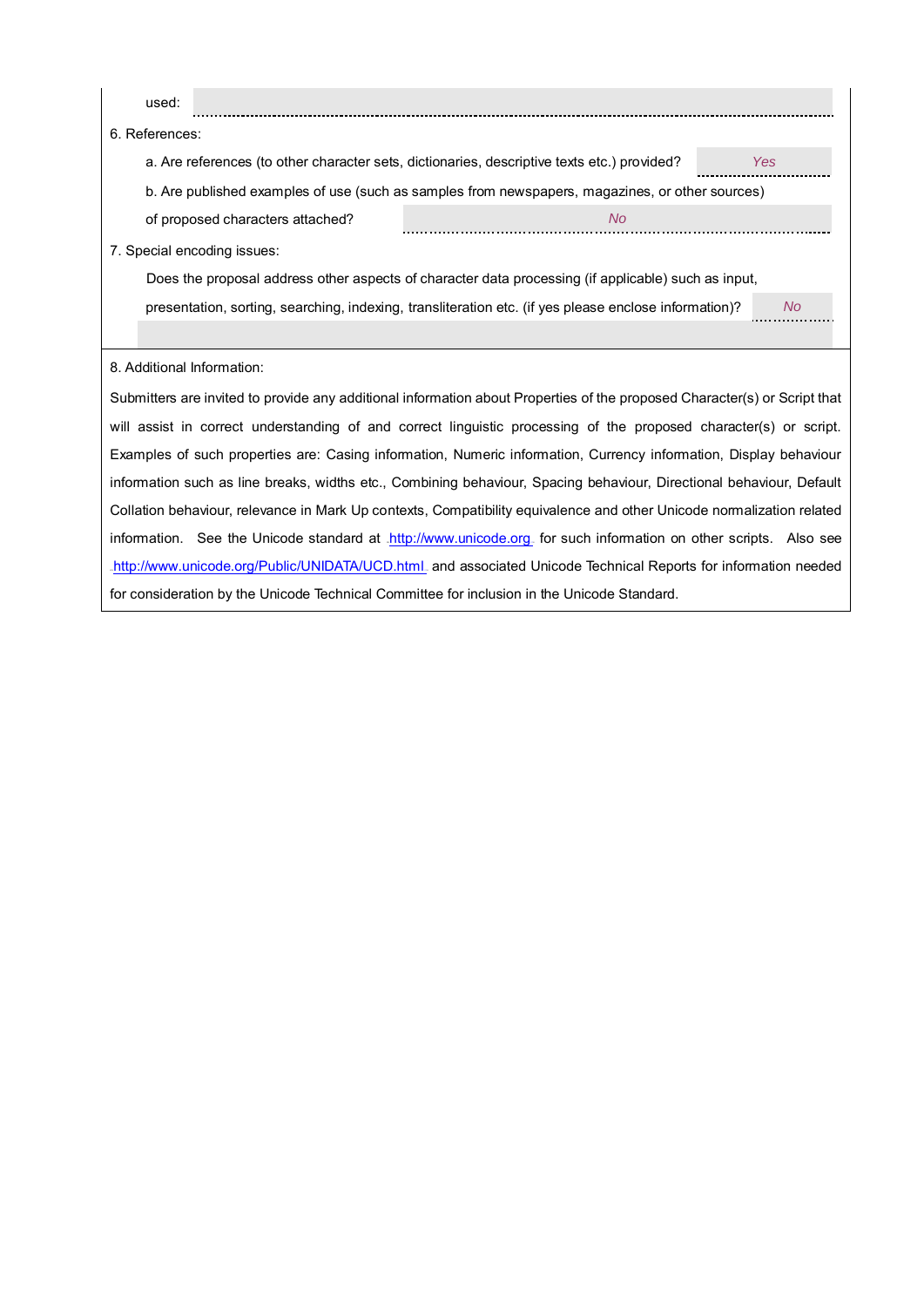used:

6. References:

a. Are references (to other character sets, dictionaries, descriptive texts etc.) provided? *Yes*

b. Are published examples of use (such as samples from newspapers, magazines, or other sources) of proposed characters attached? *No*

7. Special encoding issues:

Does the proposal address other aspects of character data processing (if applicable) such as input, presentation, sorting, searching, indexing, transliteration etc. (if yes please enclose information)? *No*

8. Additional Information:

Submitters are invited to provide any additional information about Properties of the proposed Character(s) or Script that will assist in correct understanding of and correct linguistic processing of the proposed character(s) or script. Examples of such properties are: Casing information, Numeric information, Currency information, Display behaviour information such as line breaks, widths etc., Combining behaviour, Spacing behaviour, Directional behaviour, Default Collation behaviour, relevance in Mark Up contexts, Compatibility equivalence and other Unicode normalization related information. See the Unicode standard at http://www.unicode.org for such information on other scripts. Also see http://www.unicode.org/Public/UNIDATA/UCD.html and associated Unicode Technical Reports for information needed for consideration by the Unicode Technical Committee for inclusion in the Unicode Standard.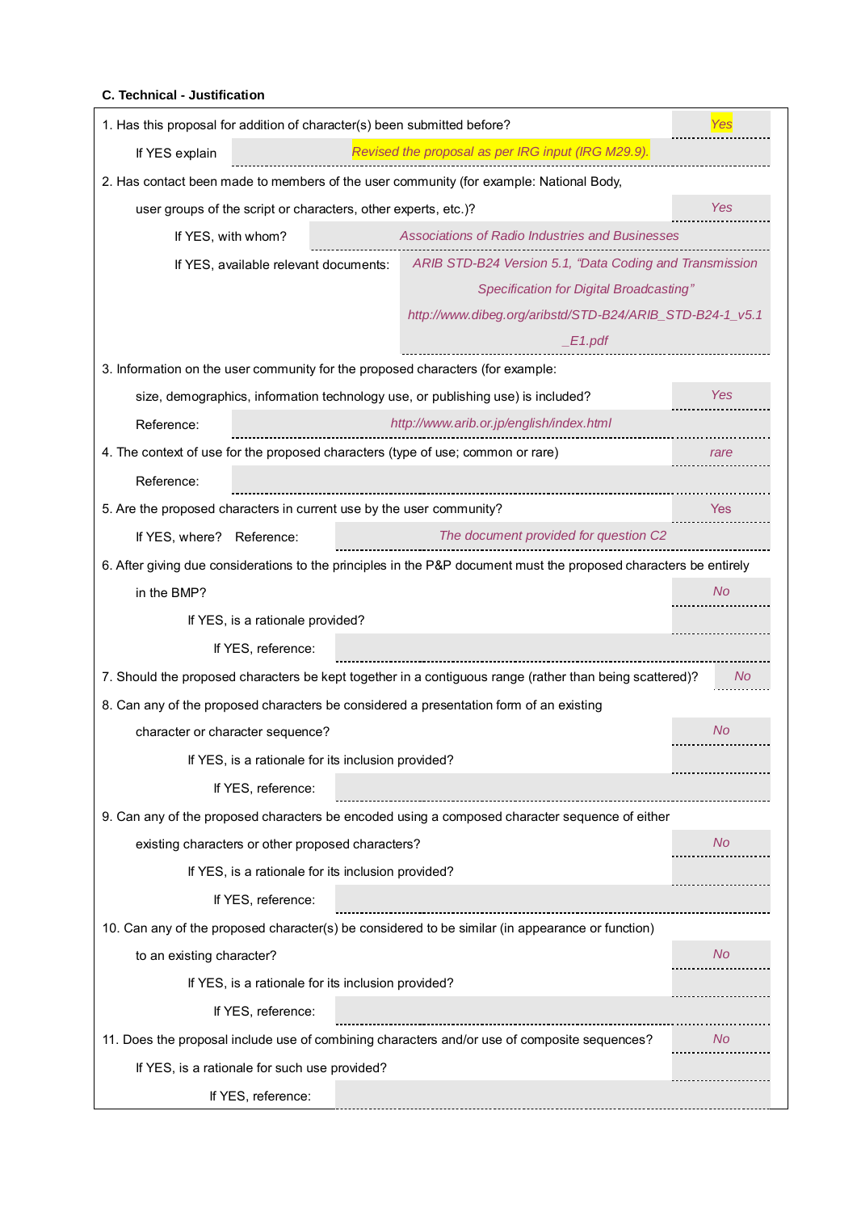**C. Technical - Justification**

| | |
|---|---|
| 1. Has this proposal for addition of character(s) been submitted before? | *Yes* |
| If YES explain | *Revised the proposal as per IRG input (IRG M29.9).* |
| 2. Has contact been made to members of the user community (for example: National Body, user groups of the script or characters, other experts, etc.)? | *Yes* |
| If YES, with whom? | *Associations of Radio Industries and Businesses* |
| If YES, available relevant documents: | *ARIB STD-B24 Version 5.1, "Data Coding and Transmission Specification for Digital Broadcasting"* *http://www.dibeg.org/aribstd/STD-B24/ARIB_STD-B24-1_v5.1_E1.pdf* |
| 3. Information on the user community for the proposed characters (for example: size, demographics, information technology use, or publishing use) is included? | *Yes* |
| Reference: | *http://www.arib.or.jp/english/index.html* |
| 4. The context of use for the proposed characters (type of use; common or rare) | *rare* |
| Reference: | |
| 5. Are the proposed characters in current use by the user community? | *Yes* |
| If YES, where? Reference: | *The document provided for question C2* |
| 6. After giving due considerations to the principles in the P&P document must the proposed characters be entirely in the BMP? | *No* |
| If YES, is a rationale provided? | |
| If YES, reference: | |
| 7. Should the proposed characters be kept together in a contiguous range (rather than being scattered)? | *No* |
| 8. Can any of the proposed characters be considered a presentation form of an existing character or character sequence? | *No* |
| If YES, is a rationale for its inclusion provided? | |
| If YES, reference: | |
| 9. Can any of the proposed characters be encoded using a composed character sequence of either existing characters or other proposed characters? | *No* |
| If YES, is a rationale for its inclusion provided? | |
| If YES, reference: | |
| 10. Can any of the proposed character(s) be considered to be similar (in appearance or function) to an existing character? | *No* |
| If YES, is a rationale for its inclusion provided? | |
| If YES, reference: | |
| 11. Does the proposal include use of combining characters and/or use of composite sequences? | *No* |
| If YES, is a rationale for such use provided? | |
| If YES, reference: | |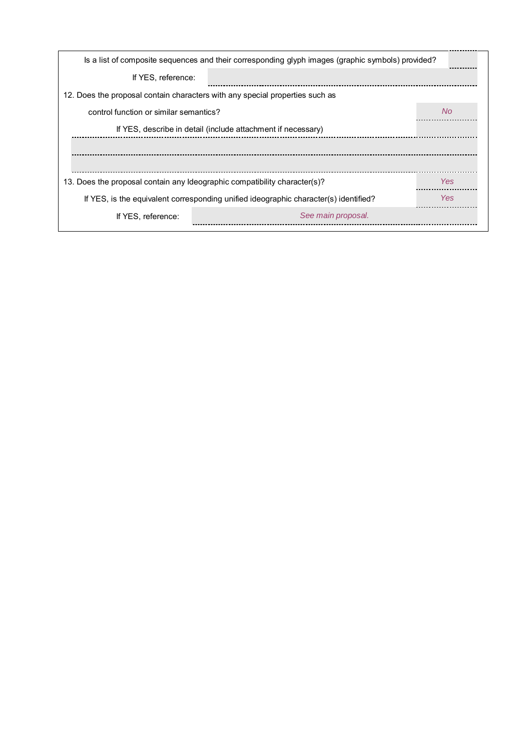| | |
|---|---|
| Is a list of composite sequences and their corresponding glyph images (graphic symbols) provided? | |
| If YES, reference: | |
| 12. Does the proposal contain characters with any special properties such as | |
| control function or similar semantics? | *No* |
| If YES, describe in detail (include attachment if necessary) | |
| | |
| | |
| 13. Does the proposal contain any Ideographic compatibility character(s)? | *Yes* |
| If YES, is the equivalent corresponding unified ideographic character(s) identified? | *Yes* |
| If YES, reference: *See main proposal.* | |